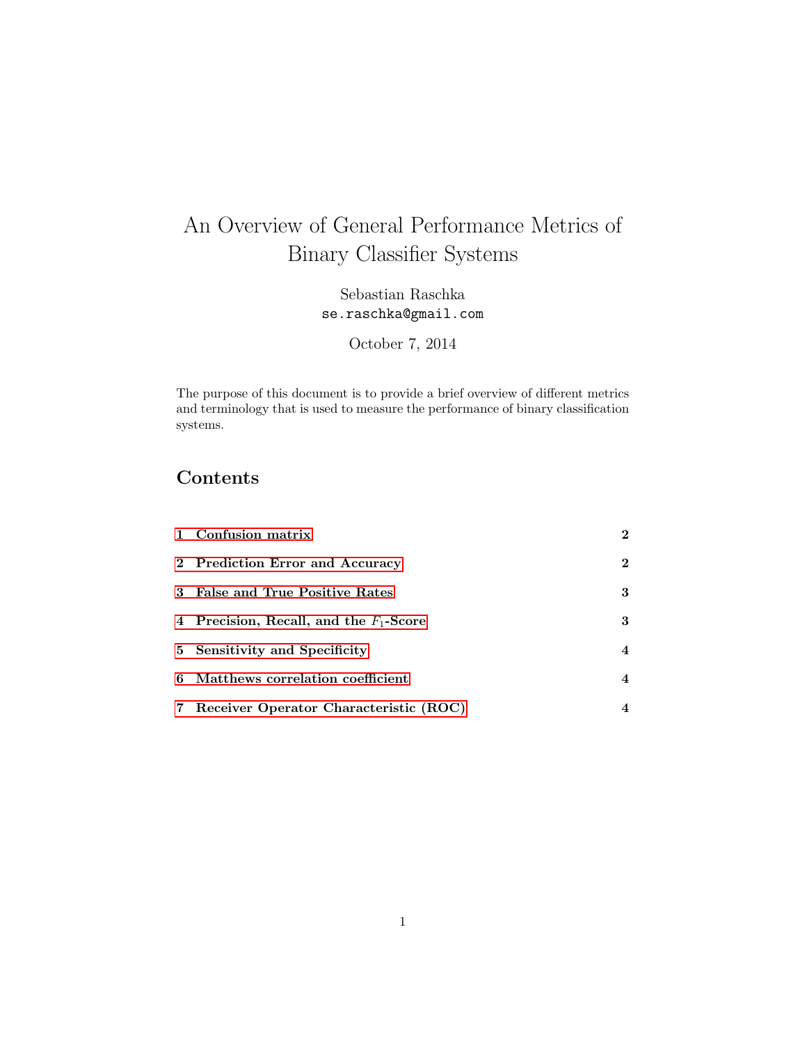# An Overview of General Performance Metrics of Binary Classifier Systems

Sebastian Raschka
`se.raschka@gmail.com`

October 7, 2014

The purpose of this document is to provide a brief overview of different metrics and terminology that is used to measure the performance of binary classification systems.

## Contents

| | |
|---|---|
| **1 Confusion matrix** | **2** |
| **2 Prediction Error and Accuracy** | **2** |
| **3 False and True Positive Rates** | **3** |
| **4 Precision, Recall, and the $F_1$-Score** | **3** |
| **5 Sensitivity and Specificity** | **4** |
| **6 Matthews correlation coefficient** | **4** |
| **7 Receiver Operator Characteristic (ROC)** | **4** |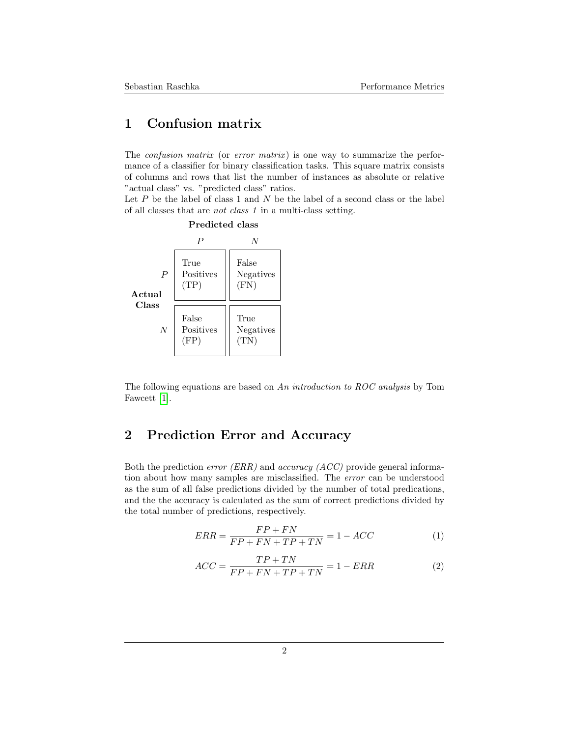# 1 Confusion matrix

The *confusion matrix* (or *error matrix*) is one way to summarize the performance of a classifier for binary classification tasks. This square matrix consists of columns and rows that list the number of instances as absolute or relative "actual class" vs. "predicted class" ratios.
Let $P$ be the label of class 1 and $N$ be the label of a second class or the label of all classes that are *not class 1* in a multi-class setting.

| | | **Predicted class** | |
|---|---|---|---|
| | | $P$ | $N$ |
| **Actual Class** | $P$ | True Positives (TP) | False Negatives (FN) |
| | $N$ | False Positives (FP) | True Negatives (TN) |

The following equations are based on *An introduction to ROC analysis* by Tom Fawcett [1].

# 2 Prediction Error and Accuracy

Both the prediction *error (ERR)* and *accuracy (ACC)* provide general information about how many samples are misclassified. The *error* can be understood as the sum of all false predictions divided by the number of total predications, and the the accuracy is calculated as the sum of correct predictions divided by the total number of predictions, respectively.

$$ERR = \frac{FP + FN}{FP + FN + TP + TN} = 1 - ACC \tag{1}$$

$$ACC = \frac{TP + TN}{FP + FN + TP + TN} = 1 - ERR \tag{2}$$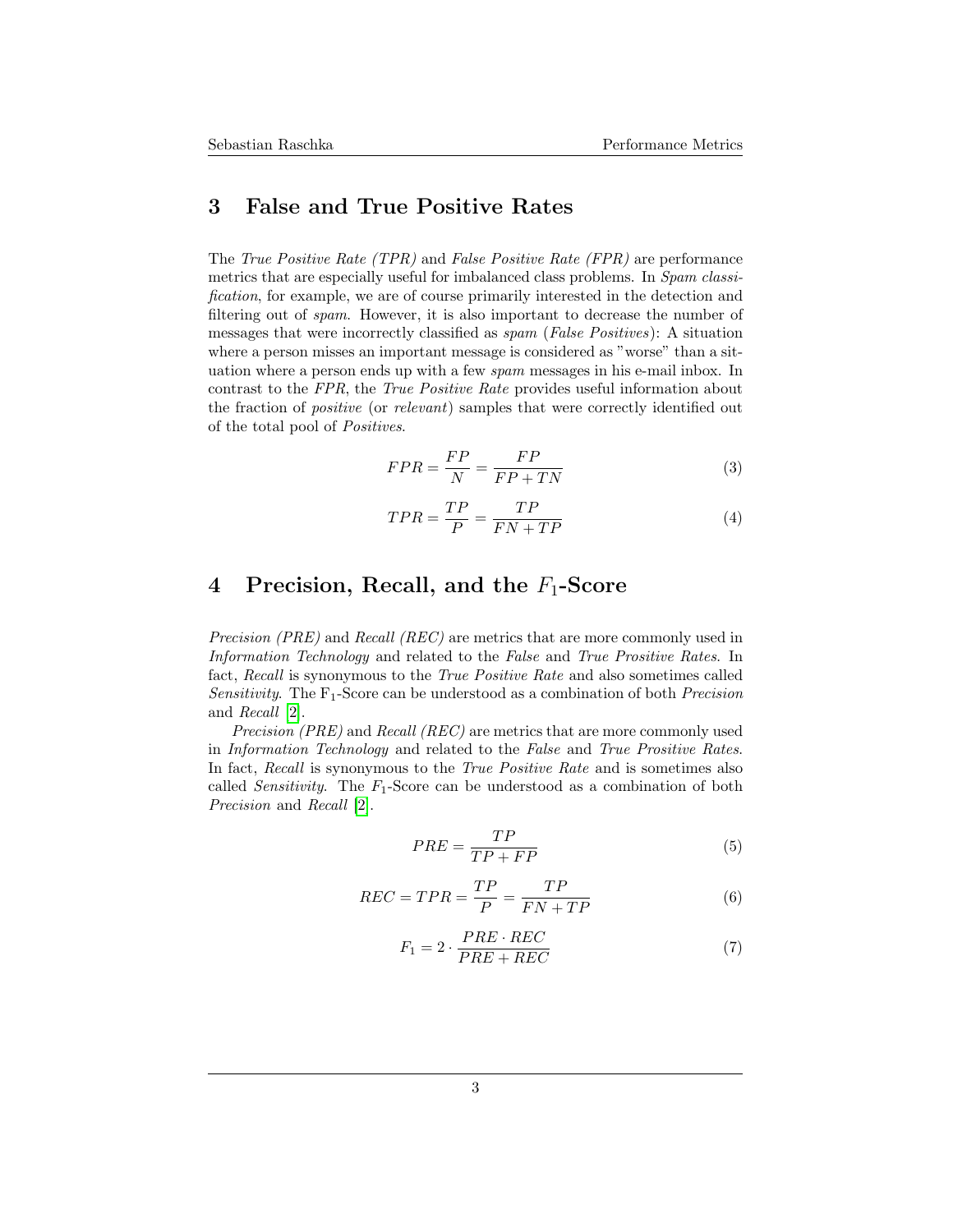## 3 False and True Positive Rates

The *True Positive Rate (TPR)* and *False Positive Rate (FPR)* are performance metrics that are especially useful for imbalanced class problems. In *Spam classification*, for example, we are of course primarily interested in the detection and filtering out of *spam*. However, it is also important to decrease the number of messages that were incorrectly classified as *spam* (*False Positives*): A situation where a person misses an important message is considered as "worse" than a situation where a person ends up with a few *spam* messages in his e-mail inbox. In contrast to the *FPR*, the *True Positive Rate* provides useful information about the fraction of *positive* (or *relevant*) samples that were correctly identified out of the total pool of *Positives*.

$$FPR = \frac{FP}{N} = \frac{FP}{FP + TN} \tag{3}$$

$$TPR = \frac{TP}{P} = \frac{TP}{FN + TP} \tag{4}$$

## 4 Precision, Recall, and the $F_1$-Score

*Precision (PRE)* and *Recall (REC)* are metrics that are more commonly used in *Information Technology* and related to the *False* and *True Prositive Rates*. In fact, *Recall* is synonymous to the *True Positive Rate* and also sometimes called *Sensitivity*. The $F_1$-Score can be understood as a combination of both *Precision* and *Recall* [2].

*Precision (PRE)* and *Recall (REC)* are metrics that are more commonly used in *Information Technology* and related to the *False* and *True Prositive Rates*. In fact, *Recall* is synonymous to the *True Positive Rate* and is sometimes also called *Sensitivity*. The $F_1$-Score can be understood as a combination of both *Precision* and *Recall* [2].

$$PRE = \frac{TP}{TP + FP} \tag{5}$$

$$REC = TPR = \frac{TP}{P} = \frac{TP}{FN + TP} \tag{6}$$

$$F_1 = 2 \cdot \frac{PRE \cdot REC}{PRE + REC} \tag{7}$$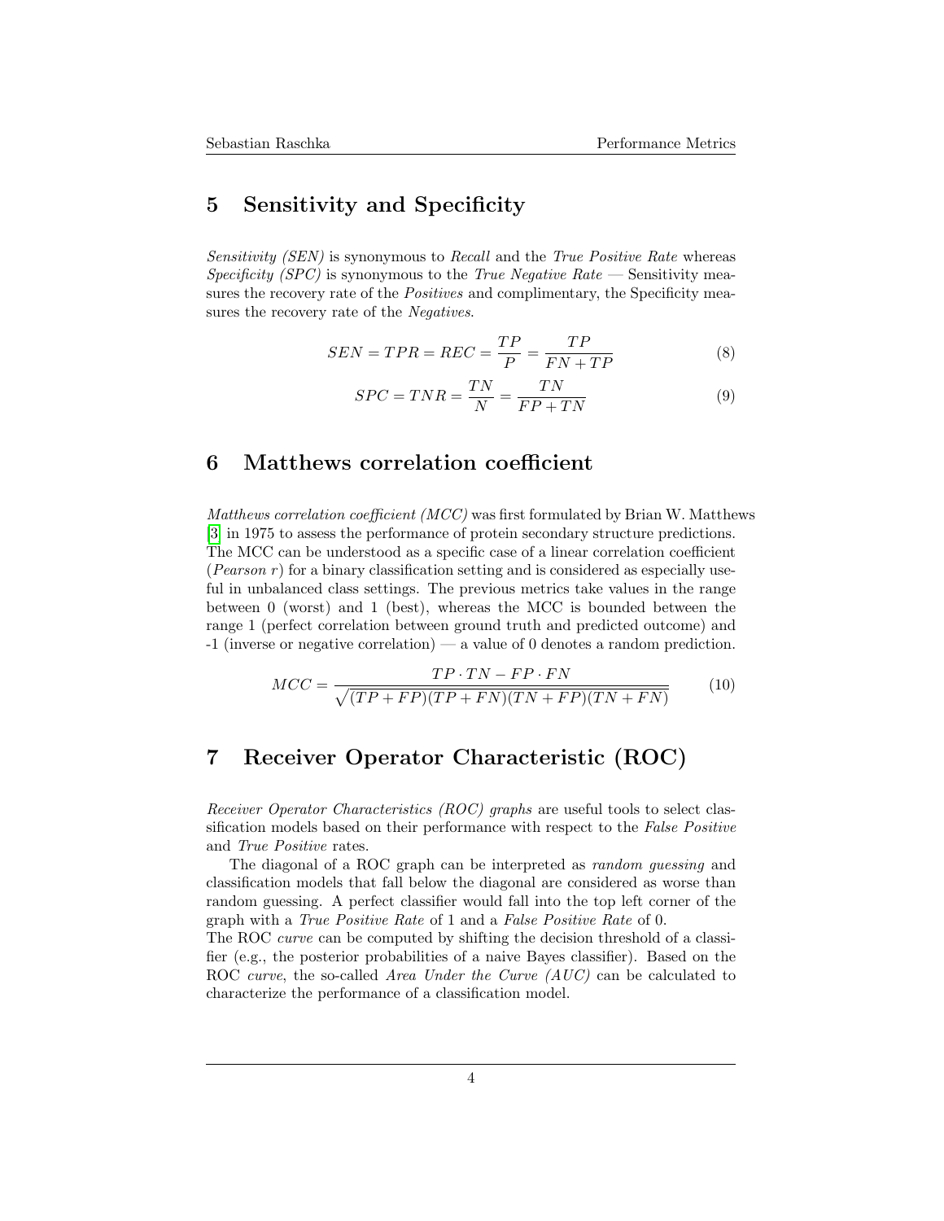## 5 Sensitivity and Specificity

*Sensitivity (SEN)* is synonymous to *Recall* and the *True Positive Rate* whereas *Specificity (SPC)* is synonymous to the *True Negative Rate* — Sensitivity measures the recovery rate of the *Positives* and complimentary, the Specificity measures the recovery rate of the *Negatives*.

$$SEN = TPR = REC = \frac{TP}{P} = \frac{TP}{FN + TP} \tag{8}$$

$$SPC = TNR = \frac{TN}{N} = \frac{TN}{FP + TN} \tag{9}$$

## 6 Matthews correlation coefficient

*Matthews correlation coefficient (MCC)* was first formulated by Brian W. Matthews [3] in 1975 to assess the performance of protein secondary structure predictions. The MCC can be understood as a specific case of a linear correlation coefficient (*Pearson r*) for a binary classification setting and is considered as especially useful in unbalanced class settings. The previous metrics take values in the range between 0 (worst) and 1 (best), whereas the MCC is bounded between the range 1 (perfect correlation between ground truth and predicted outcome) and -1 (inverse or negative correlation) — a value of 0 denotes a random prediction.

$$MCC = \frac{TP \cdot TN - FP \cdot FN}{\sqrt{(TP + FP)(TP + FN)(TN + FP)(TN + FN)}} \tag{10}$$

## 7 Receiver Operator Characteristic (ROC)

*Receiver Operator Characteristics (ROC) graphs* are useful tools to select classification models based on their performance with respect to the *False Positive* and *True Positive* rates.

The diagonal of a ROC graph can be interpreted as *random guessing* and classification models that fall below the diagonal are considered as worse than random guessing. A perfect classifier would fall into the top left corner of the graph with a *True Positive Rate* of 1 and a *False Positive Rate* of 0.
The ROC *curve* can be computed by shifting the decision threshold of a classifier (e.g., the posterior probabilities of a naive Bayes classifier). Based on the ROC *curve*, the so-called *Area Under the Curve (AUC)* can be calculated to characterize the performance of a classification model.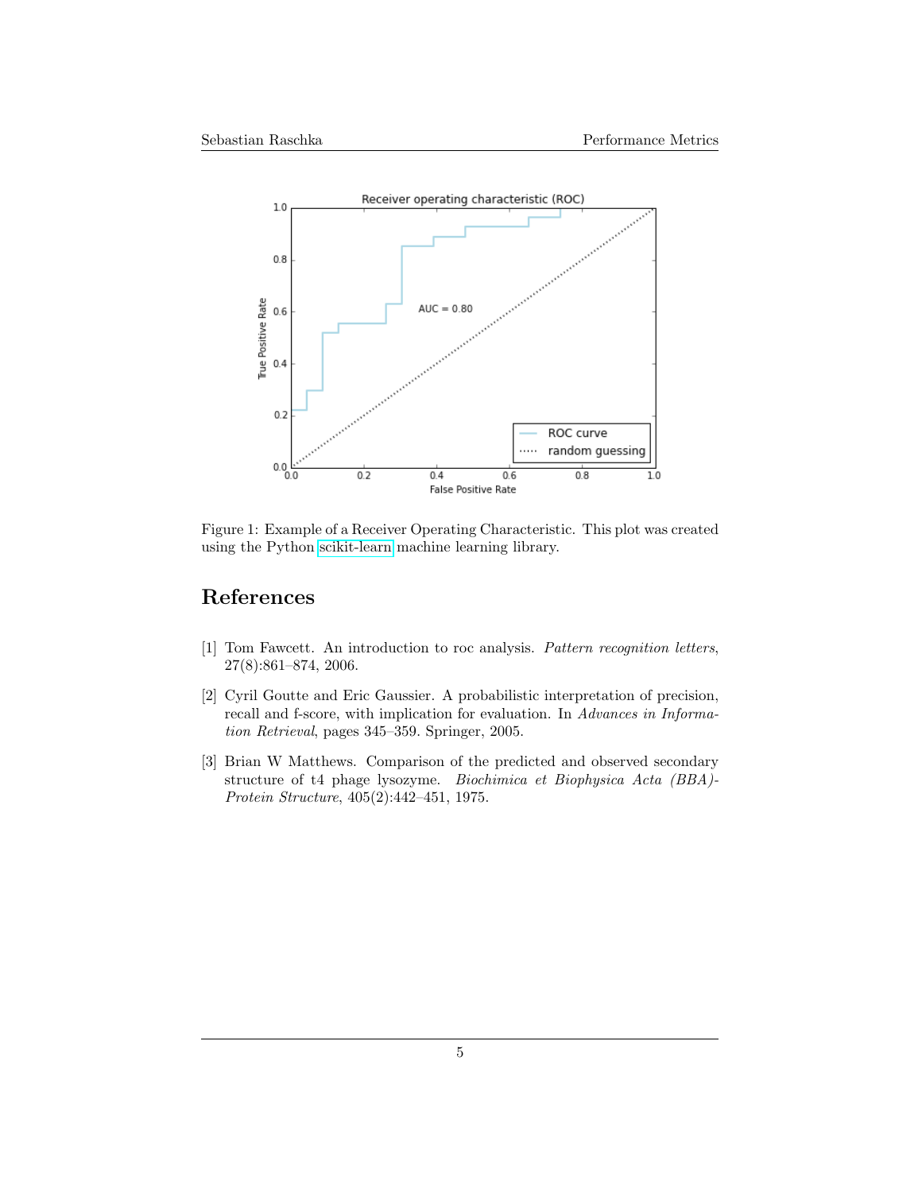Receiver operating characteristic (ROC)

1.0
0.8
0.6
0.4
0.2
0.0

True Positive Rate

AUC = 0.80

ROC curve
random guessing

0.0
0.2
0.4
0.6
0.8
1.0

False Positive Rate

Figure 1: Example of a Receiver Operating Characteristic. This plot was created using the Python scikit-learn machine learning library.

## References

[1] Tom Fawcett. An introduction to roc analysis. *Pattern recognition letters*, 27(8):861–874, 2006.

[2] Cyril Goutte and Eric Gaussier. A probabilistic interpretation of precision, recall and f-score, with implication for evaluation. In *Advances in Information Retrieval*, pages 345–359. Springer, 2005.

[3] Brian W Matthews. Comparison of the predicted and observed secondary structure of t4 phage lysozyme. *Biochimica et Biophysica Acta (BBA)-Protein Structure*, 405(2):442–451, 1975.